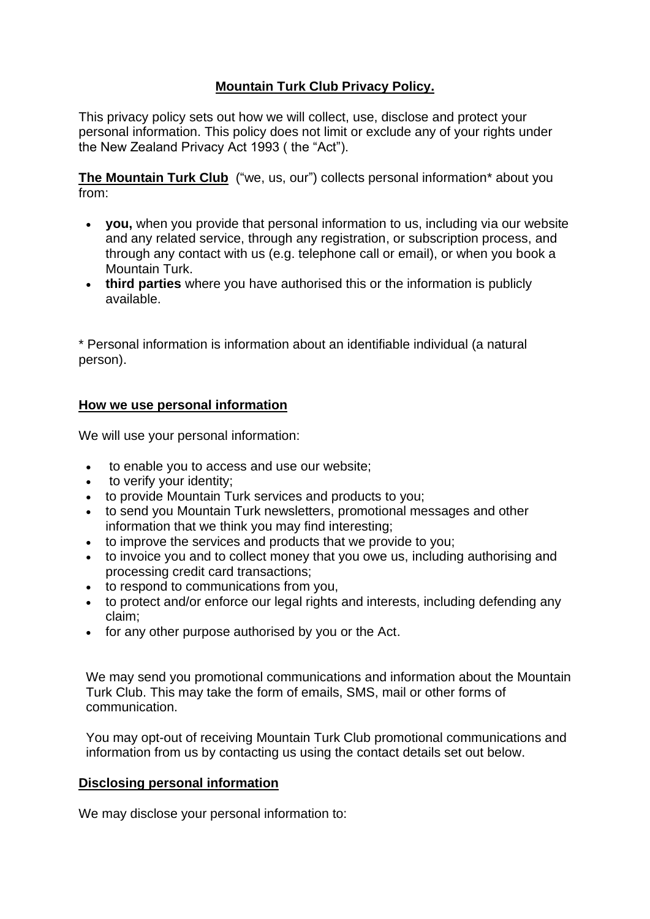# **Mountain Turk Club Privacy Policy.**

This privacy policy sets out how we will collect, use, disclose and protect your personal information. This policy does not limit or exclude any of your rights under the New Zealand Privacy Act 1993 ( the "Act").

**The Mountain Turk Club** ("we, us, our") collects personal information* about you from:

- **you,** when you provide that personal information to us, including via our website and any related service, through any registration, or subscription process, and through any contact with us (e.g. telephone call or email), or when you book a Mountain Turk.
- **third parties** where you have authorised this or the information is publicly available.

* Personal information is information about an identifiable individual (a natural person).

## **How we use personal information**

We will use your personal information:

- to enable you to access and use our website;
- to verify your identity;
- to provide Mountain Turk services and products to you;
- to send you Mountain Turk newsletters, promotional messages and other information that we think you may find interesting;
- to improve the services and products that we provide to you;
- to invoice you and to collect money that you owe us, including authorising and processing credit card transactions;
- to respond to communications from you,
- to protect and/or enforce our legal rights and interests, including defending any claim;
- for any other purpose authorised by you or the Act.

We may send you promotional communications and information about the Mountain Turk Club. This may take the form of emails, SMS, mail or other forms of communication.

You may opt-out of receiving Mountain Turk Club promotional communications and information from us by contacting us using the contact details set out below.

## **Disclosing personal information**

We may disclose your personal information to: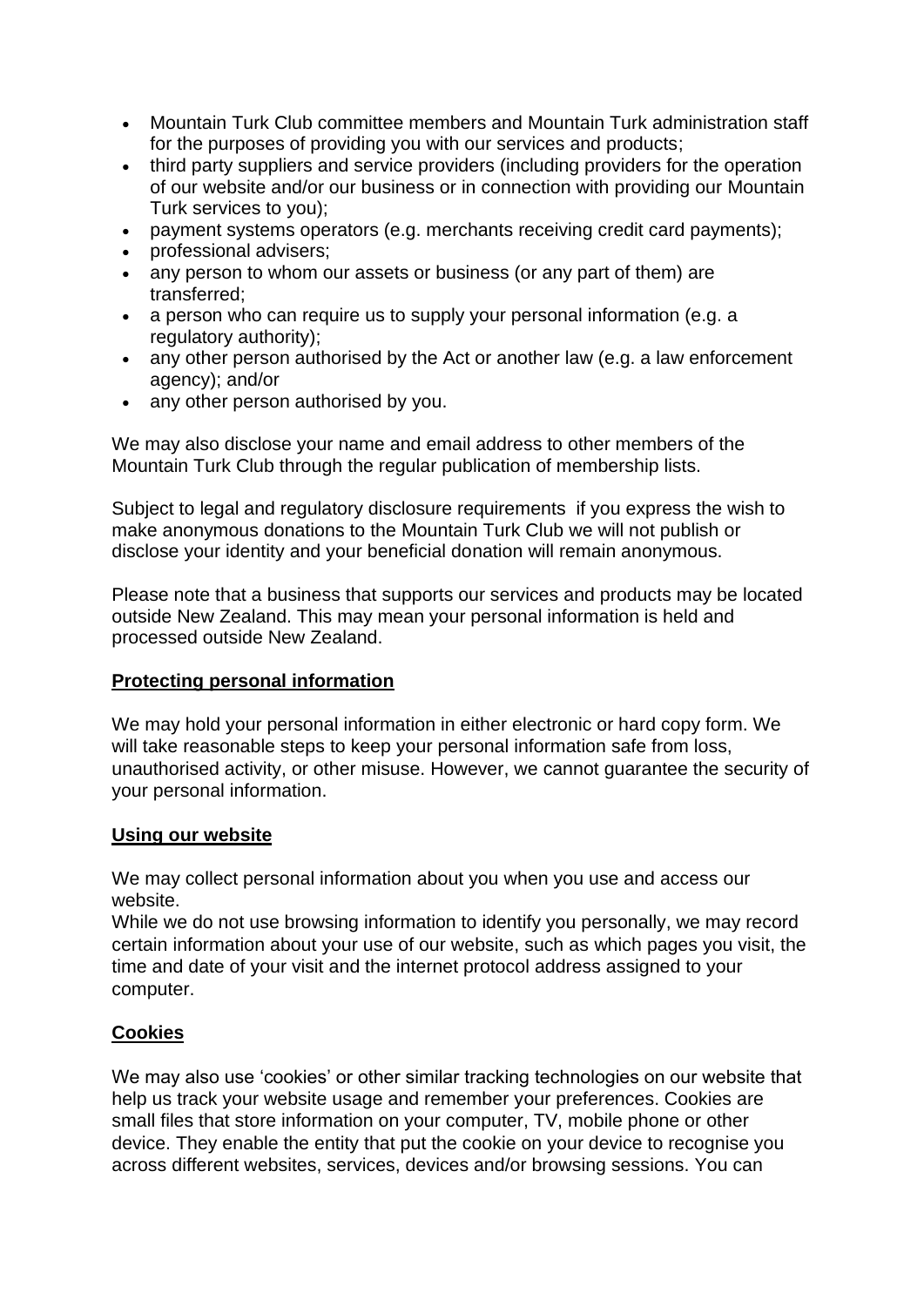- Mountain Turk Club committee members and Mountain Turk administration staff for the purposes of providing you with our services and products;
- third party suppliers and service providers (including providers for the operation of our website and/or our business or in connection with providing our Mountain Turk services to you);
- payment systems operators (e.g. merchants receiving credit card payments);
- professional advisers;
- any person to whom our assets or business (or any part of them) are transferred;
- a person who can require us to supply your personal information (e.g. a regulatory authority);
- any other person authorised by the Act or another law (e.g. a law enforcement agency); and/or
- any other person authorised by you.

We may also disclose your name and email address to other members of the Mountain Turk Club through the regular publication of membership lists.

Subject to legal and regulatory disclosure requirements if you express the wish to make anonymous donations to the Mountain Turk Club we will not publish or disclose your identity and your beneficial donation will remain anonymous.

Please note that a business that supports our services and products may be located outside New Zealand. This may mean your personal information is held and processed outside New Zealand.

## Protecting personal information

We may hold your personal information in either electronic or hard copy form. We will take reasonable steps to keep your personal information safe from loss, unauthorised activity, or other misuse. However, we cannot guarantee the security of your personal information.

## Using our website

We may collect personal information about you when you use and access our website.
While we do not use browsing information to identify you personally, we may record certain information about your use of our website, such as which pages you visit, the time and date of your visit and the internet protocol address assigned to your computer.

## Cookies

We may also use 'cookies' or other similar tracking technologies on our website that help us track your website usage and remember your preferences. Cookies are small files that store information on your computer, TV, mobile phone or other device. They enable the entity that put the cookie on your device to recognise you across different websites, services, devices and/or browsing sessions. You can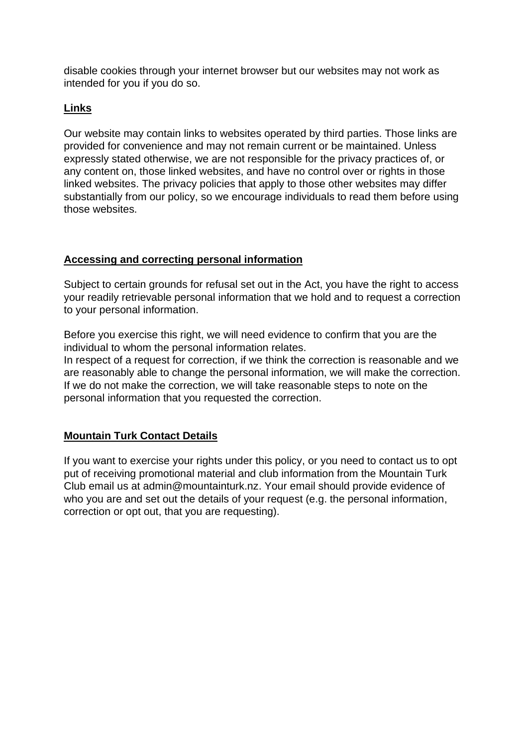disable cookies through your internet browser but our websites may not work as intended for you if you do so.

**Links**

Our website may contain links to websites operated by third parties. Those links are provided for convenience and may not remain current or be maintained. Unless expressly stated otherwise, we are not responsible for the privacy practices of, or any content on, those linked websites, and have no control over or rights in those linked websites. The privacy policies that apply to those other websites may differ substantially from our policy, so we encourage individuals to read them before using those websites.

**Accessing and correcting personal information**

Subject to certain grounds for refusal set out in the Act, you have the right to access your readily retrievable personal information that we hold and to request a correction to your personal information.

Before you exercise this right, we will need evidence to confirm that you are the individual to whom the personal information relates.
In respect of a request for correction, if we think the correction is reasonable and we are reasonably able to change the personal information, we will make the correction. If we do not make the correction, we will take reasonable steps to note on the personal information that you requested the correction.

**Mountain Turk Contact Details**

If you want to exercise your rights under this policy, or you need to contact us to opt put of receiving promotional material and club information from the Mountain Turk Club email us at admin@mountainturk.nz. Your email should provide evidence of who you are and set out the details of your request (e.g. the personal information, correction or opt out, that you are requesting).